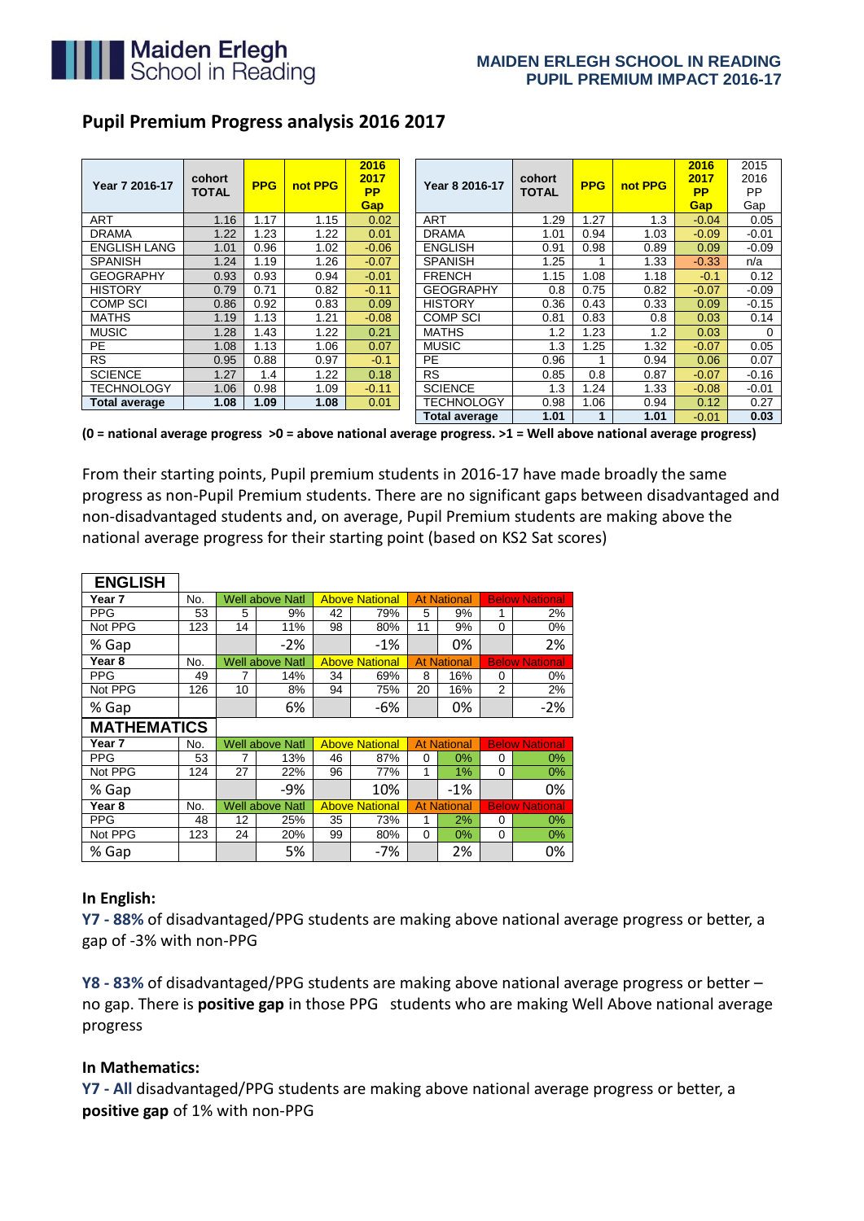# Pupil Premium Progress analysis 2016 2017

| Year 7 2016-17 | cohort TOTAL | PPG | not PPG | 2016 2017 PP Gap |
|---|---|---|---|---|
| ART | 1.16 | 1.17 | 1.15 | 0.02 |
| DRAMA | 1.22 | 1.23 | 1.22 | 0.01 |
| ENGLISH LANG | 1.01 | 0.96 | 1.02 | -0.06 |
| SPANISH | 1.24 | 1.19 | 1.26 | -0.07 |
| GEOGRAPHY | 0.93 | 0.93 | 0.94 | -0.01 |
| HISTORY | 0.79 | 0.71 | 0.82 | -0.11 |
| COMP SCI | 0.86 | 0.92 | 0.83 | 0.09 |
| MATHS | 1.19 | 1.13 | 1.21 | -0.08 |
| MUSIC | 1.28 | 1.43 | 1.22 | 0.21 |
| PE | 1.08 | 1.13 | 1.06 | 0.07 |
| RS | 0.95 | 0.88 | 0.97 | -0.1 |
| SCIENCE | 1.27 | 1.4 | 1.22 | 0.18 |
| TECHNOLOGY | 1.06 | 0.98 | 1.09 | -0.11 |
| **Total average** | **1.08** | **1.09** | **1.08** | 0.01 |

| Year 8 2016-17 | cohort TOTAL | PPG | not PPG | 2016 2017 PP Gap | 2015 2016 PP Gap |
|---|---|---|---|---|---|
| ART | 1.29 | 1.27 | 1.3 | -0.04 | 0.05 |
| DRAMA | 1.01 | 0.94 | 1.03 | -0.09 | -0.01 |
| ENGLISH | 0.91 | 0.98 | 0.89 | 0.09 | -0.09 |
| SPANISH | 1.25 | 1 | 1.33 | -0.33 | n/a |
| FRENCH | 1.15 | 1.08 | 1.18 | -0.1 | 0.12 |
| GEOGRAPHY | 0.8 | 0.75 | 0.82 | -0.07 | -0.09 |
| HISTORY | 0.36 | 0.43 | 0.33 | 0.09 | -0.15 |
| COMP SCI | 0.81 | 0.83 | 0.8 | 0.03 | 0.14 |
| MATHS | 1.2 | 1.23 | 1.2 | 0.03 | 0 |
| MUSIC | 1.3 | 1.25 | 1.32 | -0.07 | 0.05 |
| PE | 0.96 | 1 | 0.94 | 0.06 | 0.07 |
| RS | 0.85 | 0.8 | 0.87 | -0.07 | -0.16 |
| SCIENCE | 1.3 | 1.24 | 1.33 | -0.08 | -0.01 |
| TECHNOLOGY | 0.98 | 1.06 | 0.94 | 0.12 | 0.27 |
| **Total average** | **1.01** | **1** | **1.01** | -0.01 | **0.03** |

**(0 = national average progress >0 = above national average progress. >1 = Well above national average progress)**

From their starting points, Pupil premium students in 2016-17 have made broadly the same progress as non-Pupil Premium students. There are no significant gaps between disadvantaged and non-disadvantaged students and, on average, Pupil Premium students are making above the national average progress for their starting point (based on KS2 Sat scores)

| **ENGLISH** | | | | | | | | | |
|---|---|---|---|---|---|---|---|---|---|
| **Year 7** | No. | Well above Natl | | Above National | | At National | | Below National | |
| PPG | 53 | 5 | 9% | 42 | 79% | 5 | 9% | 1 | 2% |
| Not PPG | 123 | 14 | 11% | 98 | 80% | 11 | 9% | 0 | 0% |
| % Gap | | | -2% | | -1% | | 0% | | 2% |
| **Year 8** | No. | Well above Natl | | Above National | | At National | | Below National | |
| PPG | 49 | 7 | 14% | 34 | 69% | 8 | 16% | 0 | 0% |
| Not PPG | 126 | 10 | 8% | 94 | 75% | 20 | 16% | 2 | 2% |
| % Gap | | | 6% | | -6% | | 0% | | -2% |
| **MATHEMATICS** | | | | | | | | | |
| **Year 7** | No. | Well above Natl | | Above National | | At National | | Below National | |
| PPG | 53 | 7 | 13% | 46 | 87% | 0 | 0% | 0 | 0% |
| Not PPG | 124 | 27 | 22% | 96 | 77% | 1 | 1% | 0 | 0% |
| % Gap | | | -9% | | 10% | | -1% | | 0% |
| **Year 8** | No. | Well above Natl | | Above National | | At National | | Below National | |
| PPG | 48 | 12 | 25% | 35 | 73% | 1 | 2% | 0 | 0% |
| Not PPG | 123 | 24 | 20% | 99 | 80% | 0 | 0% | 0 | 0% |
| % Gap | | | 5% | | -7% | | 2% | | 0% |

**In English:**

**Y7 - 88%** of disadvantaged/PPG students are making above national average progress or better, a gap of -3% with non-PPG

**Y8 - 83%** of disadvantaged/PPG students are making above national average progress or better – no gap. There is **positive gap** in those PPG students who are making Well Above national average progress

**In Mathematics:**

**Y7 - All** disadvantaged/PPG students are making above national average progress or better, a **positive gap** of 1% with non-PPG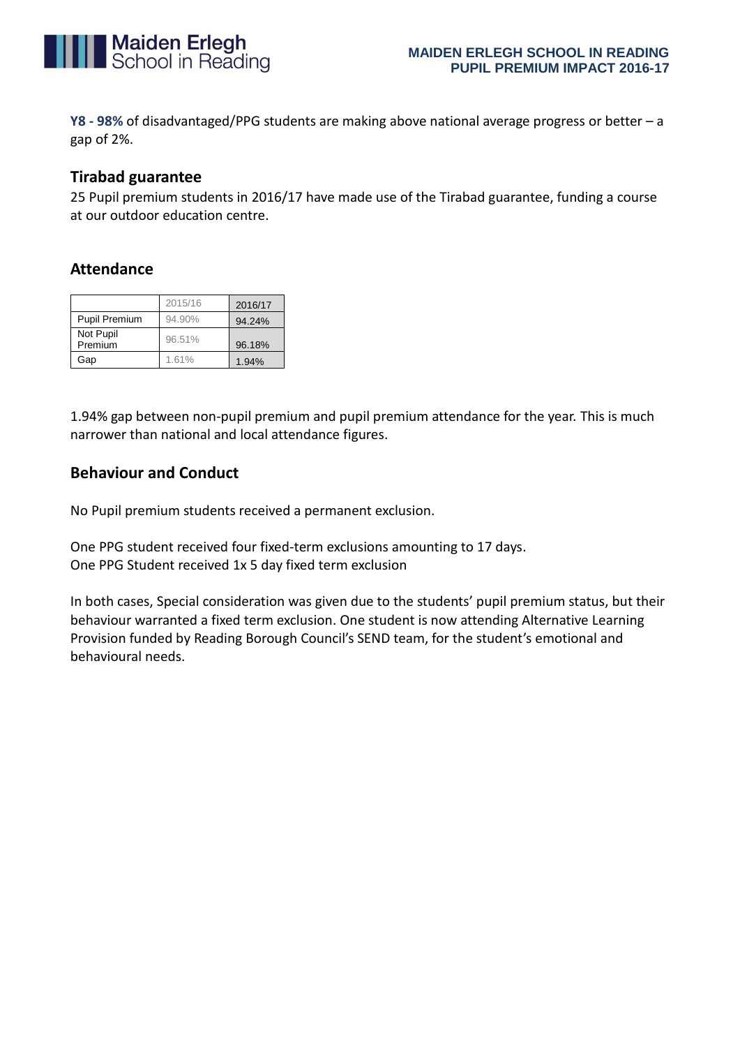**Y8 - 98%** of disadvantaged/PPG students are making above national average progress or better – a gap of 2%.

## Tirabad guarantee

25 Pupil premium students in 2016/17 have made use of the Tirabad guarantee, funding a course at our outdoor education centre.

## Attendance

| | 2015/16 | 2016/17 |
|---|---|---|
| Pupil Premium | 94.90% | 94.24% |
| Not Pupil Premium | 96.51% | 96.18% |
| Gap | 1.61% | 1.94% |

1.94% gap between non-pupil premium and pupil premium attendance for the year. This is much narrower than national and local attendance figures.

## Behaviour and Conduct

No Pupil premium students received a permanent exclusion.

One PPG student received four fixed-term exclusions amounting to 17 days.
One PPG Student received 1x 5 day fixed term exclusion

In both cases, Special consideration was given due to the students' pupil premium status, but their behaviour warranted a fixed term exclusion. One student is now attending Alternative Learning Provision funded by Reading Borough Council's SEND team, for the student's emotional and behavioural needs.